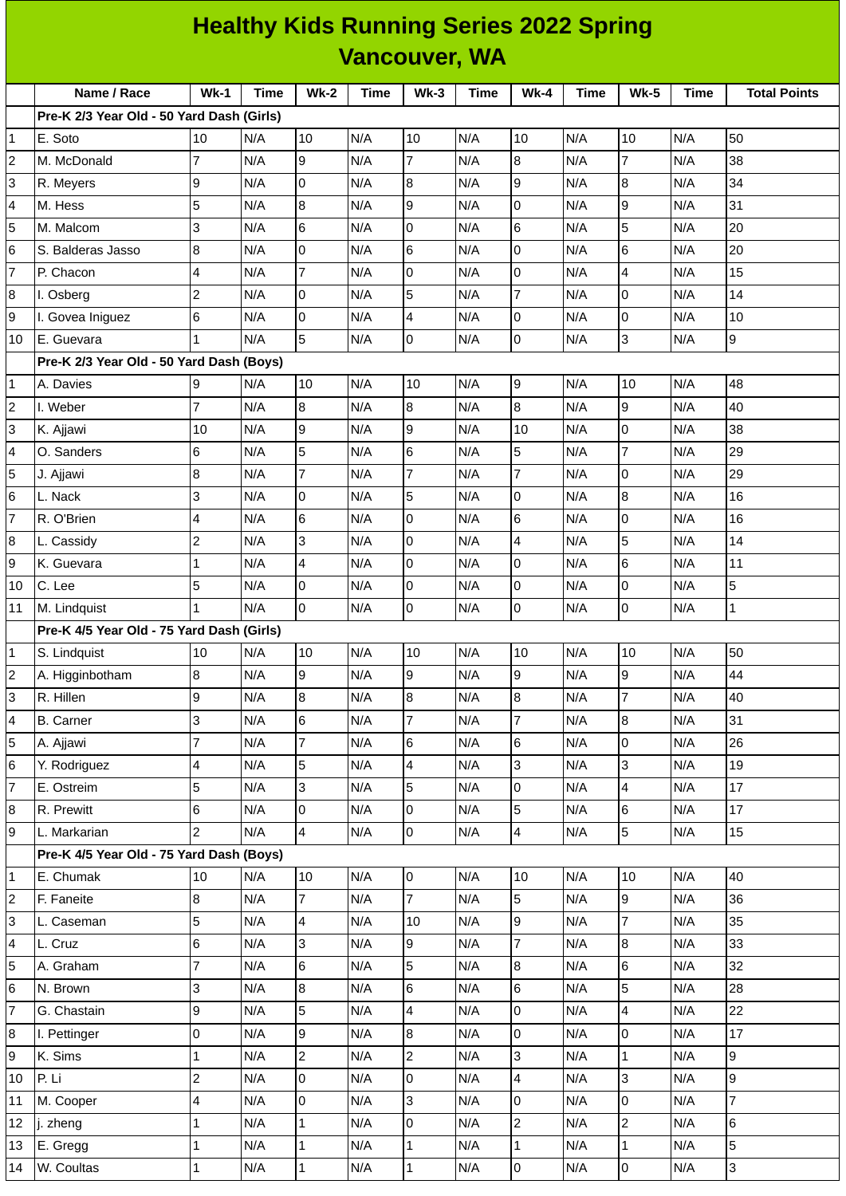# Healthy Kids Running Series 2022 Spring
## Vancouver, WA

| | Name / Race | Wk-1 | Time | Wk-2 | Time | Wk-3 | Time | Wk-4 | Time | Wk-5 | Time | Total Points |
|---|---|---|---|---|---|---|---|---|---|---|---|---|
| | **Pre-K 2/3 Year Old - 50 Yard Dash (Girls)** | | | | | | | | | | | |
| 1 | E. Soto | 10 | N/A | 10 | N/A | 10 | N/A | 10 | N/A | 10 | N/A | 50 |
| 2 | M. McDonald | 7 | N/A | 9 | N/A | 7 | N/A | 8 | N/A | 7 | N/A | 38 |
| 3 | R. Meyers | 9 | N/A | 0 | N/A | 8 | N/A | 9 | N/A | 8 | N/A | 34 |
| 4 | M. Hess | 5 | N/A | 8 | N/A | 9 | N/A | 0 | N/A | 9 | N/A | 31 |
| 5 | M. Malcom | 3 | N/A | 6 | N/A | 0 | N/A | 6 | N/A | 5 | N/A | 20 |
| 6 | S. Balderas Jasso | 8 | N/A | 0 | N/A | 6 | N/A | 0 | N/A | 6 | N/A | 20 |
| 7 | P. Chacon | 4 | N/A | 7 | N/A | 0 | N/A | 0 | N/A | 4 | N/A | 15 |
| 8 | I. Osberg | 2 | N/A | 0 | N/A | 5 | N/A | 7 | N/A | 0 | N/A | 14 |
| 9 | I. Govea Iniguez | 6 | N/A | 0 | N/A | 4 | N/A | 0 | N/A | 0 | N/A | 10 |
| 10 | E. Guevara | 1 | N/A | 5 | N/A | 0 | N/A | 0 | N/A | 3 | N/A | 9 |
| | **Pre-K 2/3 Year Old - 50 Yard Dash (Boys)** | | | | | | | | | | | |
| 1 | A. Davies | 9 | N/A | 10 | N/A | 10 | N/A | 9 | N/A | 10 | N/A | 48 |
| 2 | I. Weber | 7 | N/A | 8 | N/A | 8 | N/A | 8 | N/A | 9 | N/A | 40 |
| 3 | K. Ajjawi | 10 | N/A | 9 | N/A | 9 | N/A | 10 | N/A | 0 | N/A | 38 |
| 4 | O. Sanders | 6 | N/A | 5 | N/A | 6 | N/A | 5 | N/A | 7 | N/A | 29 |
| 5 | J. Ajjawi | 8 | N/A | 7 | N/A | 7 | N/A | 7 | N/A | 0 | N/A | 29 |
| 6 | L. Nack | 3 | N/A | 0 | N/A | 5 | N/A | 0 | N/A | 8 | N/A | 16 |
| 7 | R. O'Brien | 4 | N/A | 6 | N/A | 0 | N/A | 6 | N/A | 0 | N/A | 16 |
| 8 | L. Cassidy | 2 | N/A | 3 | N/A | 0 | N/A | 4 | N/A | 5 | N/A | 14 |
| 9 | K. Guevara | 1 | N/A | 4 | N/A | 0 | N/A | 0 | N/A | 6 | N/A | 11 |
| 10 | C. Lee | 5 | N/A | 0 | N/A | 0 | N/A | 0 | N/A | 0 | N/A | 5 |
| 11 | M. Lindquist | 1 | N/A | 0 | N/A | 0 | N/A | 0 | N/A | 0 | N/A | 1 |
| | **Pre-K 4/5 Year Old - 75 Yard Dash (Girls)** | | | | | | | | | | | |
| 1 | S. Lindquist | 10 | N/A | 10 | N/A | 10 | N/A | 10 | N/A | 10 | N/A | 50 |
| 2 | A. Higginbotham | 8 | N/A | 9 | N/A | 9 | N/A | 9 | N/A | 9 | N/A | 44 |
| 3 | R. Hillen | 9 | N/A | 8 | N/A | 8 | N/A | 8 | N/A | 7 | N/A | 40 |
| 4 | B. Carner | 3 | N/A | 6 | N/A | 7 | N/A | 7 | N/A | 8 | N/A | 31 |
| 5 | A. Ajjawi | 7 | N/A | 7 | N/A | 6 | N/A | 6 | N/A | 0 | N/A | 26 |
| 6 | Y. Rodriguez | 4 | N/A | 5 | N/A | 4 | N/A | 3 | N/A | 3 | N/A | 19 |
| 7 | E. Ostreim | 5 | N/A | 3 | N/A | 5 | N/A | 0 | N/A | 4 | N/A | 17 |
| 8 | R. Prewitt | 6 | N/A | 0 | N/A | 0 | N/A | 5 | N/A | 6 | N/A | 17 |
| 9 | L. Markarian | 2 | N/A | 4 | N/A | 0 | N/A | 4 | N/A | 5 | N/A | 15 |
| | **Pre-K 4/5 Year Old - 75 Yard Dash (Boys)** | | | | | | | | | | | |
| 1 | E. Chumak | 10 | N/A | 10 | N/A | 0 | N/A | 10 | N/A | 10 | N/A | 40 |
| 2 | F. Faneite | 8 | N/A | 7 | N/A | 7 | N/A | 5 | N/A | 9 | N/A | 36 |
| 3 | L. Caseman | 5 | N/A | 4 | N/A | 10 | N/A | 9 | N/A | 7 | N/A | 35 |
| 4 | L. Cruz | 6 | N/A | 3 | N/A | 9 | N/A | 7 | N/A | 8 | N/A | 33 |
| 5 | A. Graham | 7 | N/A | 6 | N/A | 5 | N/A | 8 | N/A | 6 | N/A | 32 |
| 6 | N. Brown | 3 | N/A | 8 | N/A | 6 | N/A | 6 | N/A | 5 | N/A | 28 |
| 7 | G. Chastain | 9 | N/A | 5 | N/A | 4 | N/A | 0 | N/A | 4 | N/A | 22 |
| 8 | I. Pettinger | 0 | N/A | 9 | N/A | 8 | N/A | 0 | N/A | 0 | N/A | 17 |
| 9 | K. Sims | 1 | N/A | 2 | N/A | 2 | N/A | 3 | N/A | 1 | N/A | 9 |
| 10 | P. Li | 2 | N/A | 0 | N/A | 0 | N/A | 4 | N/A | 3 | N/A | 9 |
| 11 | M. Cooper | 4 | N/A | 0 | N/A | 3 | N/A | 0 | N/A | 0 | N/A | 7 |
| 12 | j. zheng | 1 | N/A | 1 | N/A | 0 | N/A | 2 | N/A | 2 | N/A | 6 |
| 13 | E. Gregg | 1 | N/A | 1 | N/A | 1 | N/A | 1 | N/A | 1 | N/A | 5 |
| 14 | W. Coultas | 1 | N/A | 1 | N/A | 1 | N/A | 0 | N/A | 0 | N/A | 3 |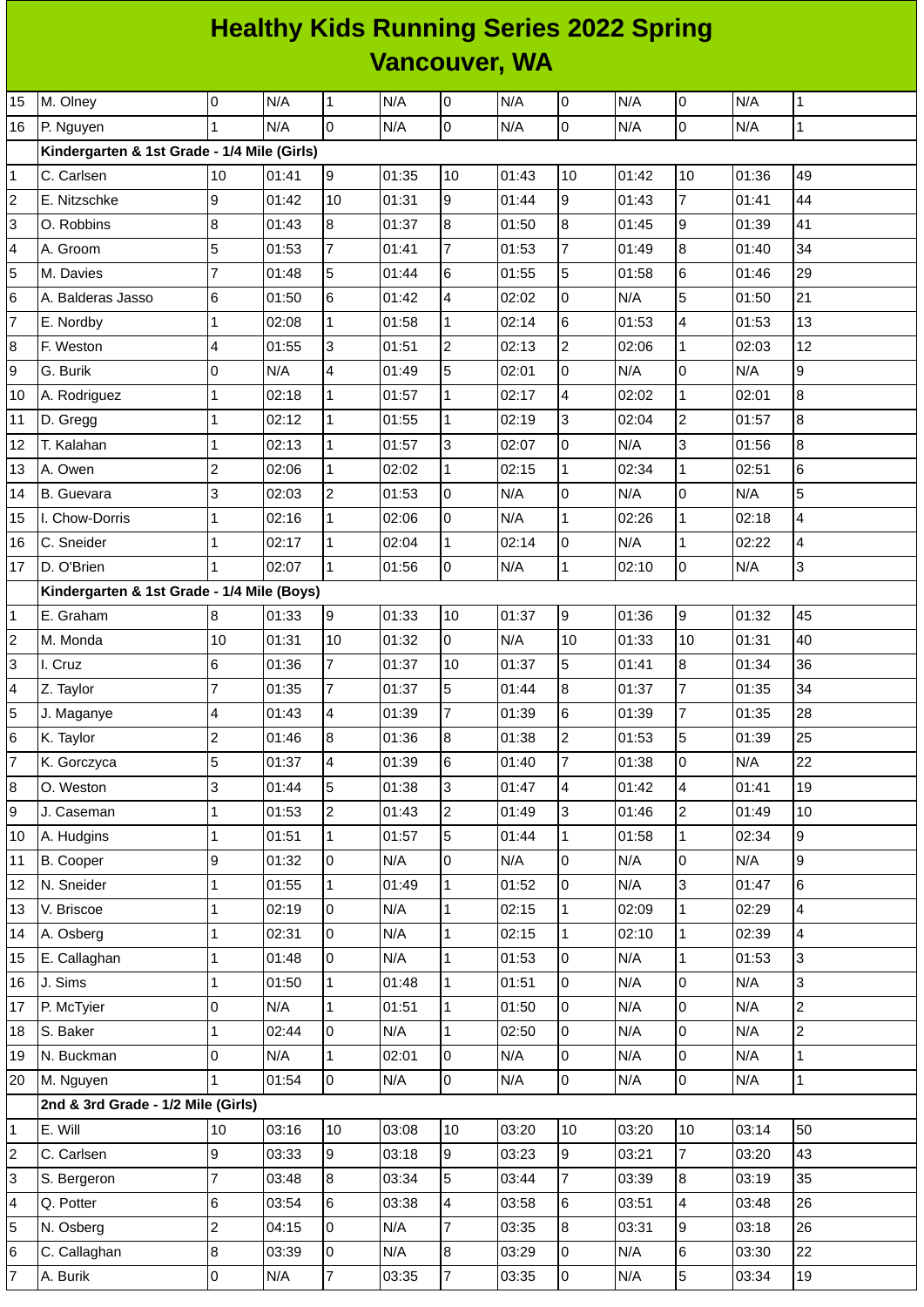# Healthy Kids Running Series 2022 Spring
## Vancouver, WA

| | | | | | | | | | | | | |
|---|---|---|---|---|---|---|---|---|---|---|---|---|
| 15 | M. Olney | 0 | N/A | 1 | N/A | 0 | N/A | 0 | N/A | 0 | N/A | 1 |
| 16 | P. Nguyen | 1 | N/A | 0 | N/A | 0 | N/A | 0 | N/A | 0 | N/A | 1 |
| | **Kindergarten & 1st Grade - 1/4 Mile (Girls)** | | | | | | | | | | | |
| 1 | C. Carlsen | 10 | 01:41 | 9 | 01:35 | 10 | 01:43 | 10 | 01:42 | 10 | 01:36 | 49 |
| 2 | E. Nitzschke | 9 | 01:42 | 10 | 01:31 | 9 | 01:44 | 9 | 01:43 | 7 | 01:41 | 44 |
| 3 | O. Robbins | 8 | 01:43 | 8 | 01:37 | 8 | 01:50 | 8 | 01:45 | 9 | 01:39 | 41 |
| 4 | A. Groom | 5 | 01:53 | 7 | 01:41 | 7 | 01:53 | 7 | 01:49 | 8 | 01:40 | 34 |
| 5 | M. Davies | 7 | 01:48 | 5 | 01:44 | 6 | 01:55 | 5 | 01:58 | 6 | 01:46 | 29 |
| 6 | A. Balderas Jasso | 6 | 01:50 | 6 | 01:42 | 4 | 02:02 | 0 | N/A | 5 | 01:50 | 21 |
| 7 | E. Nordby | 1 | 02:08 | 1 | 01:58 | 1 | 02:14 | 6 | 01:53 | 4 | 01:53 | 13 |
| 8 | F. Weston | 4 | 01:55 | 3 | 01:51 | 2 | 02:13 | 2 | 02:06 | 1 | 02:03 | 12 |
| 9 | G. Burik | 0 | N/A | 4 | 01:49 | 5 | 02:01 | 0 | N/A | 0 | N/A | 9 |
| 10 | A. Rodriguez | 1 | 02:18 | 1 | 01:57 | 1 | 02:17 | 4 | 02:02 | 1 | 02:01 | 8 |
| 11 | D. Gregg | 1 | 02:12 | 1 | 01:55 | 1 | 02:19 | 3 | 02:04 | 2 | 01:57 | 8 |
| 12 | T. Kalahan | 1 | 02:13 | 1 | 01:57 | 3 | 02:07 | 0 | N/A | 3 | 01:56 | 8 |
| 13 | A. Owen | 2 | 02:06 | 1 | 02:02 | 1 | 02:15 | 1 | 02:34 | 1 | 02:51 | 6 |
| 14 | B. Guevara | 3 | 02:03 | 2 | 01:53 | 0 | N/A | 0 | N/A | 0 | N/A | 5 |
| 15 | I. Chow-Dorris | 1 | 02:16 | 1 | 02:06 | 0 | N/A | 1 | 02:26 | 1 | 02:18 | 4 |
| 16 | C. Sneider | 1 | 02:17 | 1 | 02:04 | 1 | 02:14 | 0 | N/A | 1 | 02:22 | 4 |
| 17 | D. O'Brien | 1 | 02:07 | 1 | 01:56 | 0 | N/A | 1 | 02:10 | 0 | N/A | 3 |
| | **Kindergarten & 1st Grade - 1/4 Mile (Boys)** | | | | | | | | | | | |
| 1 | E. Graham | 8 | 01:33 | 9 | 01:33 | 10 | 01:37 | 9 | 01:36 | 9 | 01:32 | 45 |
| 2 | M. Monda | 10 | 01:31 | 10 | 01:32 | 0 | N/A | 10 | 01:33 | 10 | 01:31 | 40 |
| 3 | I. Cruz | 6 | 01:36 | 7 | 01:37 | 10 | 01:37 | 5 | 01:41 | 8 | 01:34 | 36 |
| 4 | Z. Taylor | 7 | 01:35 | 7 | 01:37 | 5 | 01:44 | 8 | 01:37 | 7 | 01:35 | 34 |
| 5 | J. Maganye | 4 | 01:43 | 4 | 01:39 | 7 | 01:39 | 6 | 01:39 | 7 | 01:35 | 28 |
| 6 | K. Taylor | 2 | 01:46 | 8 | 01:36 | 8 | 01:38 | 2 | 01:53 | 5 | 01:39 | 25 |
| 7 | K. Gorczyca | 5 | 01:37 | 4 | 01:39 | 6 | 01:40 | 7 | 01:38 | 0 | N/A | 22 |
| 8 | O. Weston | 3 | 01:44 | 5 | 01:38 | 3 | 01:47 | 4 | 01:42 | 4 | 01:41 | 19 |
| 9 | J. Caseman | 1 | 01:53 | 2 | 01:43 | 2 | 01:49 | 3 | 01:46 | 2 | 01:49 | 10 |
| 10 | A. Hudgins | 1 | 01:51 | 1 | 01:57 | 5 | 01:44 | 1 | 01:58 | 1 | 02:34 | 9 |
| 11 | B. Cooper | 9 | 01:32 | 0 | N/A | 0 | N/A | 0 | N/A | 0 | N/A | 9 |
| 12 | N. Sneider | 1 | 01:55 | 1 | 01:49 | 1 | 01:52 | 0 | N/A | 3 | 01:47 | 6 |
| 13 | V. Briscoe | 1 | 02:19 | 0 | N/A | 1 | 02:15 | 1 | 02:09 | 1 | 02:29 | 4 |
| 14 | A. Osberg | 1 | 02:31 | 0 | N/A | 1 | 02:15 | 1 | 02:10 | 1 | 02:39 | 4 |
| 15 | E. Callaghan | 1 | 01:48 | 0 | N/A | 1 | 01:53 | 0 | N/A | 1 | 01:53 | 3 |
| 16 | J. Sims | 1 | 01:50 | 1 | 01:48 | 1 | 01:51 | 0 | N/A | 0 | N/A | 3 |
| 17 | P. McTyier | 0 | N/A | 1 | 01:51 | 1 | 01:50 | 0 | N/A | 0 | N/A | 2 |
| 18 | S. Baker | 1 | 02:44 | 0 | N/A | 1 | 02:50 | 0 | N/A | 0 | N/A | 2 |
| 19 | N. Buckman | 0 | N/A | 1 | 02:01 | 0 | N/A | 0 | N/A | 0 | N/A | 1 |
| 20 | M. Nguyen | 1 | 01:54 | 0 | N/A | 0 | N/A | 0 | N/A | 0 | N/A | 1 |
| | **2nd & 3rd Grade - 1/2 Mile (Girls)** | | | | | | | | | | | |
| 1 | E. Will | 10 | 03:16 | 10 | 03:08 | 10 | 03:20 | 10 | 03:20 | 10 | 03:14 | 50 |
| 2 | C. Carlsen | 9 | 03:33 | 9 | 03:18 | 9 | 03:23 | 9 | 03:21 | 7 | 03:20 | 43 |
| 3 | S. Bergeron | 7 | 03:48 | 8 | 03:34 | 5 | 03:44 | 7 | 03:39 | 8 | 03:19 | 35 |
| 4 | Q. Potter | 6 | 03:54 | 6 | 03:38 | 4 | 03:58 | 6 | 03:51 | 4 | 03:48 | 26 |
| 5 | N. Osberg | 2 | 04:15 | 0 | N/A | 7 | 03:35 | 8 | 03:31 | 9 | 03:18 | 26 |
| 6 | C. Callaghan | 8 | 03:39 | 0 | N/A | 8 | 03:29 | 0 | N/A | 6 | 03:30 | 22 |
| 7 | A. Burik | 0 | N/A | 7 | 03:35 | 7 | 03:35 | 0 | N/A | 5 | 03:34 | 19 |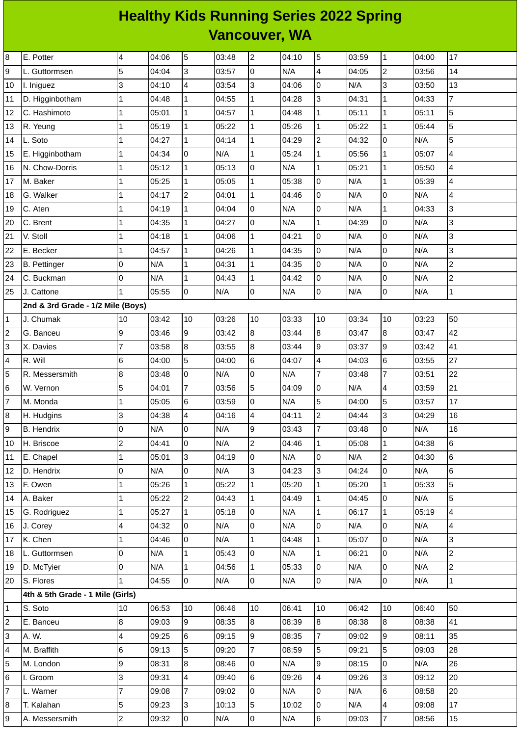# Healthy Kids Running Series 2022 Spring
## Vancouver, WA

| | | | | | | | | | | | | |
|---|---|---|---|---|---|---|---|---|---|---|---|---|
| 8 | E. Potter | 4 | 04:06 | 5 | 03:48 | 2 | 04:10 | 5 | 03:59 | 1 | 04:00 | 17 |
| 9 | L. Guttormsen | 5 | 04:04 | 3 | 03:57 | 0 | N/A | 4 | 04:05 | 2 | 03:56 | 14 |
| 10 | I. Iniguez | 3 | 04:10 | 4 | 03:54 | 3 | 04:06 | 0 | N/A | 3 | 03:50 | 13 |
| 11 | D. Higginbotham | 1 | 04:48 | 1 | 04:55 | 1 | 04:28 | 3 | 04:31 | 1 | 04:33 | 7 |
| 12 | C. Hashimoto | 1 | 05:01 | 1 | 04:57 | 1 | 04:48 | 1 | 05:11 | 1 | 05:11 | 5 |
| 13 | R. Yeung | 1 | 05:19 | 1 | 05:22 | 1 | 05:26 | 1 | 05:22 | 1 | 05:44 | 5 |
| 14 | L. Soto | 1 | 04:27 | 1 | 04:14 | 1 | 04:29 | 2 | 04:32 | 0 | N/A | 5 |
| 15 | E. Higginbotham | 1 | 04:34 | 0 | N/A | 1 | 05:24 | 1 | 05:56 | 1 | 05:07 | 4 |
| 16 | N. Chow-Dorris | 1 | 05:12 | 1 | 05:13 | 0 | N/A | 1 | 05:21 | 1 | 05:50 | 4 |
| 17 | M. Baker | 1 | 05:25 | 1 | 05:05 | 1 | 05:38 | 0 | N/A | 1 | 05:39 | 4 |
| 18 | G. Walker | 1 | 04:17 | 2 | 04:01 | 1 | 04:46 | 0 | N/A | 0 | N/A | 4 |
| 19 | C. Aten | 1 | 04:19 | 1 | 04:04 | 0 | N/A | 0 | N/A | 1 | 04:33 | 3 |
| 20 | C. Brent | 1 | 04:35 | 1 | 04:27 | 0 | N/A | 1 | 04:39 | 0 | N/A | 3 |
| 21 | V. Stoll | 1 | 04:18 | 1 | 04:06 | 1 | 04:21 | 0 | N/A | 0 | N/A | 3 |
| 22 | E. Becker | 1 | 04:57 | 1 | 04:26 | 1 | 04:35 | 0 | N/A | 0 | N/A | 3 |
| 23 | B. Pettinger | 0 | N/A | 1 | 04:31 | 1 | 04:35 | 0 | N/A | 0 | N/A | 2 |
| 24 | C. Buckman | 0 | N/A | 1 | 04:43 | 1 | 04:42 | 0 | N/A | 0 | N/A | 2 |
| 25 | J. Cattone | 1 | 05:55 | 0 | N/A | 0 | N/A | 0 | N/A | 0 | N/A | 1 |
| | **2nd & 3rd Grade - 1/2 Mile (Boys)** | | | | | | | | | | | |
| 1 | J. Chumak | 10 | 03:42 | 10 | 03:26 | 10 | 03:33 | 10 | 03:34 | 10 | 03:23 | 50 |
| 2 | G. Banceu | 9 | 03:46 | 9 | 03:42 | 8 | 03:44 | 8 | 03:47 | 8 | 03:47 | 42 |
| 3 | X. Davies | 7 | 03:58 | 8 | 03:55 | 8 | 03:44 | 9 | 03:37 | 9 | 03:42 | 41 |
| 4 | R. Will | 6 | 04:00 | 5 | 04:00 | 6 | 04:07 | 4 | 04:03 | 6 | 03:55 | 27 |
| 5 | R. Messersmith | 8 | 03:48 | 0 | N/A | 0 | N/A | 7 | 03:48 | 7 | 03:51 | 22 |
| 6 | W. Vernon | 5 | 04:01 | 7 | 03:56 | 5 | 04:09 | 0 | N/A | 4 | 03:59 | 21 |
| 7 | M. Monda | 1 | 05:05 | 6 | 03:59 | 0 | N/A | 5 | 04:00 | 5 | 03:57 | 17 |
| 8 | H. Hudgins | 3 | 04:38 | 4 | 04:16 | 4 | 04:11 | 2 | 04:44 | 3 | 04:29 | 16 |
| 9 | B. Hendrix | 0 | N/A | 0 | N/A | 9 | 03:43 | 7 | 03:48 | 0 | N/A | 16 |
| 10 | H. Briscoe | 2 | 04:41 | 0 | N/A | 2 | 04:46 | 1 | 05:08 | 1 | 04:38 | 6 |
| 11 | E. Chapel | 1 | 05:01 | 3 | 04:19 | 0 | N/A | 0 | N/A | 2 | 04:30 | 6 |
| 12 | D. Hendrix | 0 | N/A | 0 | N/A | 3 | 04:23 | 3 | 04:24 | 0 | N/A | 6 |
| 13 | F. Owen | 1 | 05:26 | 1 | 05:22 | 1 | 05:20 | 1 | 05:20 | 1 | 05:33 | 5 |
| 14 | A. Baker | 1 | 05:22 | 2 | 04:43 | 1 | 04:49 | 1 | 04:45 | 0 | N/A | 5 |
| 15 | G. Rodriguez | 1 | 05:27 | 1 | 05:18 | 0 | N/A | 1 | 06:17 | 1 | 05:19 | 4 |
| 16 | J. Corey | 4 | 04:32 | 0 | N/A | 0 | N/A | 0 | N/A | 0 | N/A | 4 |
| 17 | K. Chen | 1 | 04:46 | 0 | N/A | 1 | 04:48 | 1 | 05:07 | 0 | N/A | 3 |
| 18 | L. Guttormsen | 0 | N/A | 1 | 05:43 | 0 | N/A | 1 | 06:21 | 0 | N/A | 2 |
| 19 | D. McTyier | 0 | N/A | 1 | 04:56 | 1 | 05:33 | 0 | N/A | 0 | N/A | 2 |
| 20 | S. Flores | 1 | 04:55 | 0 | N/A | 0 | N/A | 0 | N/A | 0 | N/A | 1 |
| | **4th & 5th Grade - 1 Mile (Girls)** | | | | | | | | | | | |
| 1 | S. Soto | 10 | 06:53 | 10 | 06:46 | 10 | 06:41 | 10 | 06:42 | 10 | 06:40 | 50 |
| 2 | E. Banceu | 8 | 09:03 | 9 | 08:35 | 8 | 08:39 | 8 | 08:38 | 8 | 08:38 | 41 |
| 3 | A. W. | 4 | 09:25 | 6 | 09:15 | 9 | 08:35 | 7 | 09:02 | 9 | 08:11 | 35 |
| 4 | M. Braffith | 6 | 09:13 | 5 | 09:20 | 7 | 08:59 | 5 | 09:21 | 5 | 09:03 | 28 |
| 5 | M. London | 9 | 08:31 | 8 | 08:46 | 0 | N/A | 9 | 08:15 | 0 | N/A | 26 |
| 6 | I. Groom | 3 | 09:31 | 4 | 09:40 | 6 | 09:26 | 4 | 09:26 | 3 | 09:12 | 20 |
| 7 | L. Warner | 7 | 09:08 | 7 | 09:02 | 0 | N/A | 0 | N/A | 6 | 08:58 | 20 |
| 8 | T. Kalahan | 5 | 09:23 | 3 | 10:13 | 5 | 10:02 | 0 | N/A | 4 | 09:08 | 17 |
| 9 | A. Messersmith | 2 | 09:32 | 0 | N/A | 0 | N/A | 6 | 09:03 | 7 | 08:56 | 15 |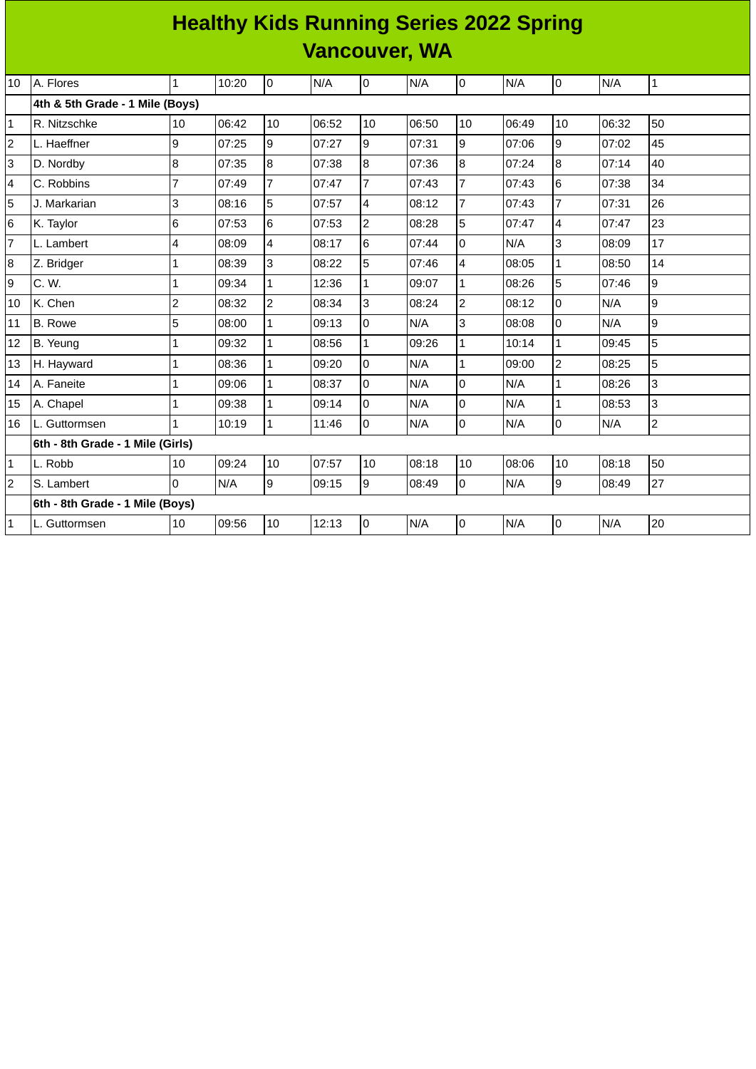# Healthy Kids Running Series 2022 Spring
## Vancouver, WA

| | | | | | | | | | | | | |
|---|---|---|---|---|---|---|---|---|---|---|---|---|
| 10 | A. Flores | 1 | 10:20 | 0 | N/A | 0 | N/A | 0 | N/A | 0 | N/A | 1 |
| | **4th & 5th Grade - 1 Mile (Boys)** | | | | | | | | | | | |
| 1 | R. Nitzschke | 10 | 06:42 | 10 | 06:52 | 10 | 06:50 | 10 | 06:49 | 10 | 06:32 | 50 |
| 2 | L. Haeffner | 9 | 07:25 | 9 | 07:27 | 9 | 07:31 | 9 | 07:06 | 9 | 07:02 | 45 |
| 3 | D. Nordby | 8 | 07:35 | 8 | 07:38 | 8 | 07:36 | 8 | 07:24 | 8 | 07:14 | 40 |
| 4 | C. Robbins | 7 | 07:49 | 7 | 07:47 | 7 | 07:43 | 7 | 07:43 | 6 | 07:38 | 34 |
| 5 | J. Markarian | 3 | 08:16 | 5 | 07:57 | 4 | 08:12 | 7 | 07:43 | 7 | 07:31 | 26 |
| 6 | K. Taylor | 6 | 07:53 | 6 | 07:53 | 2 | 08:28 | 5 | 07:47 | 4 | 07:47 | 23 |
| 7 | L. Lambert | 4 | 08:09 | 4 | 08:17 | 6 | 07:44 | 0 | N/A | 3 | 08:09 | 17 |
| 8 | Z. Bridger | 1 | 08:39 | 3 | 08:22 | 5 | 07:46 | 4 | 08:05 | 1 | 08:50 | 14 |
| 9 | C. W. | 1 | 09:34 | 1 | 12:36 | 1 | 09:07 | 1 | 08:26 | 5 | 07:46 | 9 |
| 10 | K. Chen | 2 | 08:32 | 2 | 08:34 | 3 | 08:24 | 2 | 08:12 | 0 | N/A | 9 |
| 11 | B. Rowe | 5 | 08:00 | 1 | 09:13 | 0 | N/A | 3 | 08:08 | 0 | N/A | 9 |
| 12 | B. Yeung | 1 | 09:32 | 1 | 08:56 | 1 | 09:26 | 1 | 10:14 | 1 | 09:45 | 5 |
| 13 | H. Hayward | 1 | 08:36 | 1 | 09:20 | 0 | N/A | 1 | 09:00 | 2 | 08:25 | 5 |
| 14 | A. Faneite | 1 | 09:06 | 1 | 08:37 | 0 | N/A | 0 | N/A | 1 | 08:26 | 3 |
| 15 | A. Chapel | 1 | 09:38 | 1 | 09:14 | 0 | N/A | 0 | N/A | 1 | 08:53 | 3 |
| 16 | L. Guttormsen | 1 | 10:19 | 1 | 11:46 | 0 | N/A | 0 | N/A | 0 | N/A | 2 |
| | **6th - 8th Grade - 1 Mile (Girls)** | | | | | | | | | | | |
| 1 | L. Robb | 10 | 09:24 | 10 | 07:57 | 10 | 08:18 | 10 | 08:06 | 10 | 08:18 | 50 |
| 2 | S. Lambert | 0 | N/A | 9 | 09:15 | 9 | 08:49 | 0 | N/A | 9 | 08:49 | 27 |
| | **6th - 8th Grade - 1 Mile (Boys)** | | | | | | | | | | | |
| 1 | L. Guttormsen | 10 | 09:56 | 10 | 12:13 | 0 | N/A | 0 | N/A | 0 | N/A | 20 |